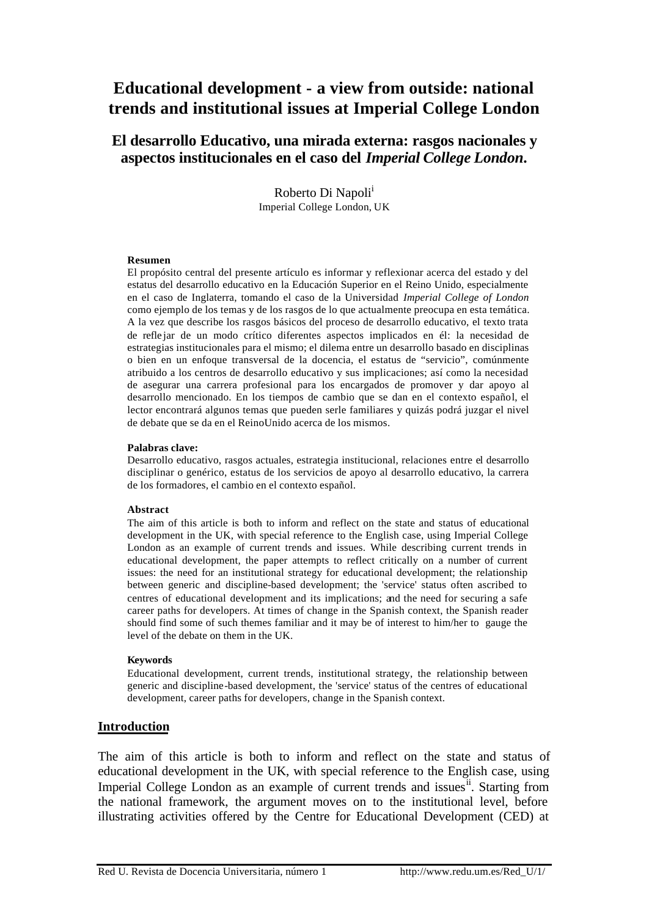# Educational development - a view from outside: national trends and institutional issues at Imperial College London

## El desarrollo Educativo, una mirada externa: rasgos nacionales y aspectos institucionales en el caso del *Imperial College London.*

Roberto Di Napoli[i]
Imperial College London, UK

**Resumen**

El propósito central del presente artículo es informar y reflexionar acerca del estado y del estatus del desarrollo educativo en la Educación Superior en el Reino Unido, especialmente en el caso de Inglaterra, tomando el caso de la Universidad *Imperial College of London* como ejemplo de los temas y de los rasgos de lo que actualmente preocupa en esta temática. A la vez que describe los rasgos básicos del proceso de desarrollo educativo, el texto trata de reflejar de un modo crítico diferentes aspectos implicados en él: la necesidad de estrategias institucionales para el mismo; el dilema entre un desarrollo basado en disciplinas o bien en un enfoque transversal de la docencia, el estatus de "servicio", comúnmente atribuido a los centros de desarrollo educativo y sus implicaciones; así como la necesidad de asegurar una carrera profesional para los encargados de promover y dar apoyo al desarrollo mencionado. En los tiempos de cambio que se dan en el contexto español, el lector encontrará algunos temas que pueden serle familiares y quizás podrá juzgar el nivel de debate que se da en el ReinoUnido acerca de los mismos.

**Palabras clave:**

Desarrollo educativo, rasgos actuales, estrategia institucional, relaciones entre el desarrollo disciplinar o genérico, estatus de los servicios de apoyo al desarrollo educativo, la carrera de los formadores, el cambio en el contexto español.

**Abstract**

The aim of this article is both to inform and reflect on the state and status of educational development in the UK, with special reference to the English case, using Imperial College London as an example of current trends and issues. While describing current trends in educational development, the paper attempts to reflect critically on a number of current issues: the need for an institutional strategy for educational development; the relationship between generic and discipline-based development; the 'service' status often ascribed to centres of educational development and its implications; and the need for securing a safe career paths for developers. At times of change in the Spanish context, the Spanish reader should find some of such themes familiar and it may be of interest to him/her to gauge the level of the debate on them in the UK.

**Keywords**

Educational development, current trends, institutional strategy, the relationship between generic and discipline-based development, the 'service' status of the centres of educational development, career paths for developers, change in the Spanish context.

## Introduction

The aim of this article is both to inform and reflect on the state and status of educational development in the UK, with special reference to the English case, using Imperial College London as an example of current trends and issues[ii]. Starting from the national framework, the argument moves on to the institutional level, before illustrating activities offered by the Centre for Educational Development (CED) at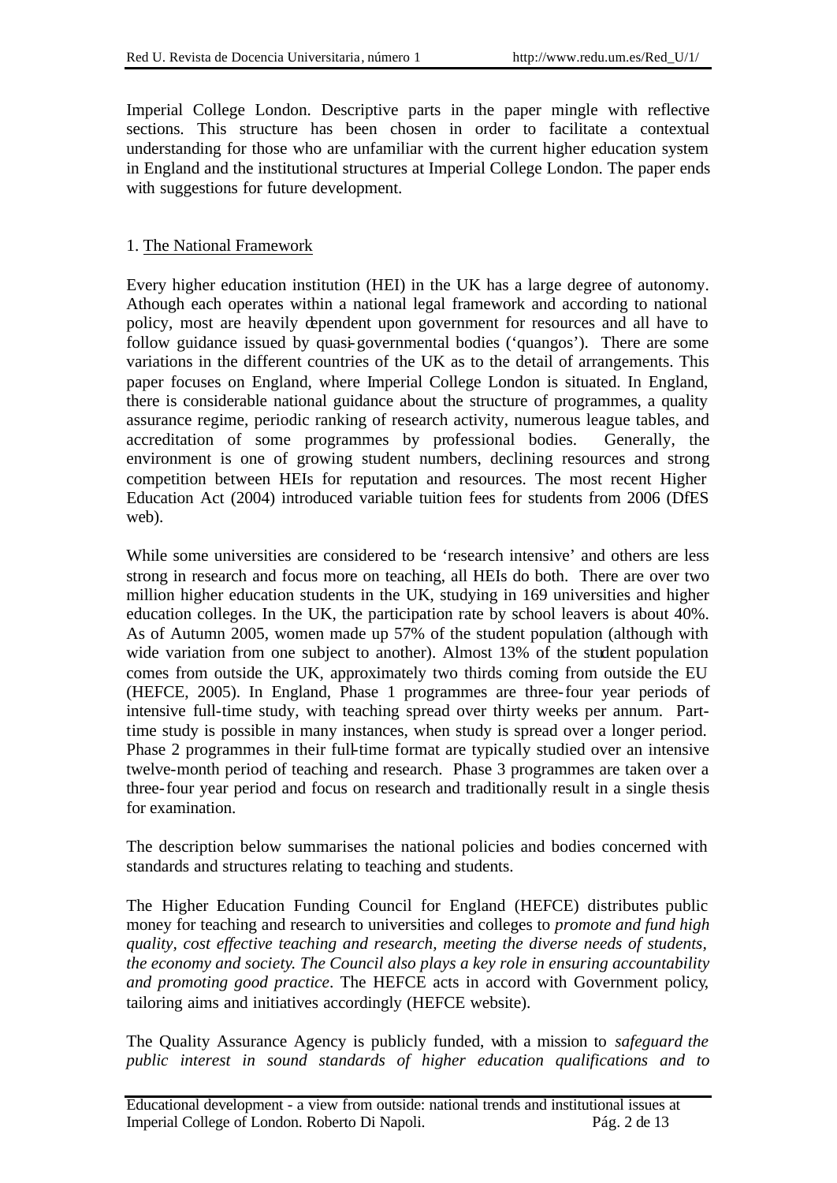Imperial College London. Descriptive parts in the paper mingle with reflective sections. This structure has been chosen in order to facilitate a contextual understanding for those who are unfamiliar with the current higher education system in England and the institutional structures at Imperial College London. The paper ends with suggestions for future development.

## 1. The National Framework

Every higher education institution (HEI) in the UK has a large degree of autonomy. Athough each operates within a national legal framework and according to national policy, most are heavily dependent upon government for resources and all have to follow guidance issued by quasi-governmental bodies ('quangos'). There are some variations in the different countries of the UK as to the detail of arrangements. This paper focuses on England, where Imperial College London is situated. In England, there is considerable national guidance about the structure of programmes, a quality assurance regime, periodic ranking of research activity, numerous league tables, and accreditation of some programmes by professional bodies. Generally, the environment is one of growing student numbers, declining resources and strong competition between HEIs for reputation and resources. The most recent Higher Education Act (2004) introduced variable tuition fees for students from 2006 (DfES web).

While some universities are considered to be 'research intensive' and others are less strong in research and focus more on teaching, all HEIs do both. There are over two million higher education students in the UK, studying in 169 universities and higher education colleges. In the UK, the participation rate by school leavers is about 40%. As of Autumn 2005, women made up 57% of the student population (although with wide variation from one subject to another). Almost 13% of the student population comes from outside the UK, approximately two thirds coming from outside the EU (HEFCE, 2005). In England, Phase 1 programmes are three-four year periods of intensive full-time study, with teaching spread over thirty weeks per annum. Part-time study is possible in many instances, when study is spread over a longer period. Phase 2 programmes in their full-time format are typically studied over an intensive twelve-month period of teaching and research. Phase 3 programmes are taken over a three-four year period and focus on research and traditionally result in a single thesis for examination.

The description below summarises the national policies and bodies concerned with standards and structures relating to teaching and students.

The Higher Education Funding Council for England (HEFCE) distributes public money for teaching and research to universities and colleges to *promote and fund high quality, cost effective teaching and research, meeting the diverse needs of students, the economy and society. The Council also plays a key role in ensuring accountability and promoting good practice*. The HEFCE acts in accord with Government policy, tailoring aims and initiatives accordingly (HEFCE website).

The Quality Assurance Agency is publicly funded, with a mission to *safeguard the public interest in sound standards of higher education qualifications and to*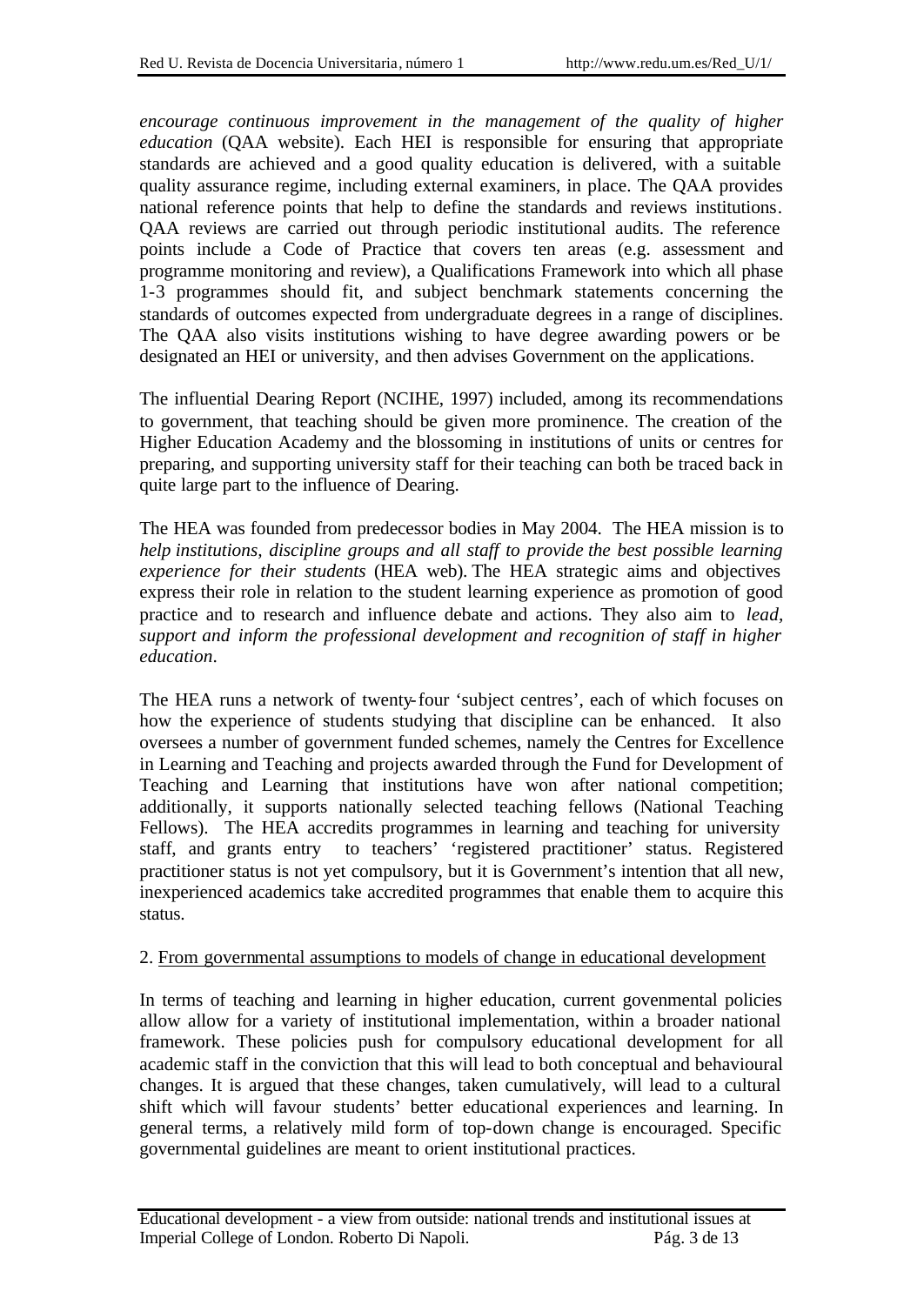*encourage continuous improvement in the management of the quality of higher education* (QAA website). Each HEI is responsible for ensuring that appropriate standards are achieved and a good quality education is delivered, with a suitable quality assurance regime, including external examiners, in place. The QAA provides national reference points that help to define the standards and reviews institutions. QAA reviews are carried out through periodic institutional audits. The reference points include a Code of Practice that covers ten areas (e.g. assessment and programme monitoring and review), a Qualifications Framework into which all phase 1-3 programmes should fit, and subject benchmark statements concerning the standards of outcomes expected from undergraduate degrees in a range of disciplines. The QAA also visits institutions wishing to have degree awarding powers or be designated an HEI or university, and then advises Government on the applications.

The influential Dearing Report (NCIHE, 1997) included, among its recommendations to government, that teaching should be given more prominence. The creation of the Higher Education Academy and the blossoming in institutions of units or centres for preparing, and supporting university staff for their teaching can both be traced back in quite large part to the influence of Dearing.

The HEA was founded from predecessor bodies in May 2004. The HEA mission is to *help institutions, discipline groups and all staff to provide the best possible learning experience for their students* (HEA web). The HEA strategic aims and objectives express their role in relation to the student learning experience as promotion of good practice and to research and influence debate and actions. They also aim to *lead, support and inform the professional development and recognition of staff in higher education*.

The HEA runs a network of twenty-four 'subject centres', each of which focuses on how the experience of students studying that discipline can be enhanced. It also oversees a number of government funded schemes, namely the Centres for Excellence in Learning and Teaching and projects awarded through the Fund for Development of Teaching and Learning that institutions have won after national competition; additionally, it supports nationally selected teaching fellows (National Teaching Fellows). The HEA accredits programmes in learning and teaching for university staff, and grants entry to teachers' 'registered practitioner' status. Registered practitioner status is not yet compulsory, but it is Government's intention that all new, inexperienced academics take accredited programmes that enable them to acquire this status.

## 2. From governmental assumptions to models of change in educational development

In terms of teaching and learning in higher education, current govenmental policies allow allow for a variety of institutional implementation, within a broader national framework. These policies push for compulsory educational development for all academic staff in the conviction that this will lead to both conceptual and behavioural changes. It is argued that these changes, taken cumulatively, will lead to a cultural shift which will favour students' better educational experiences and learning. In general terms, a relatively mild form of top-down change is encouraged. Specific governmental guidelines are meant to orient institutional practices.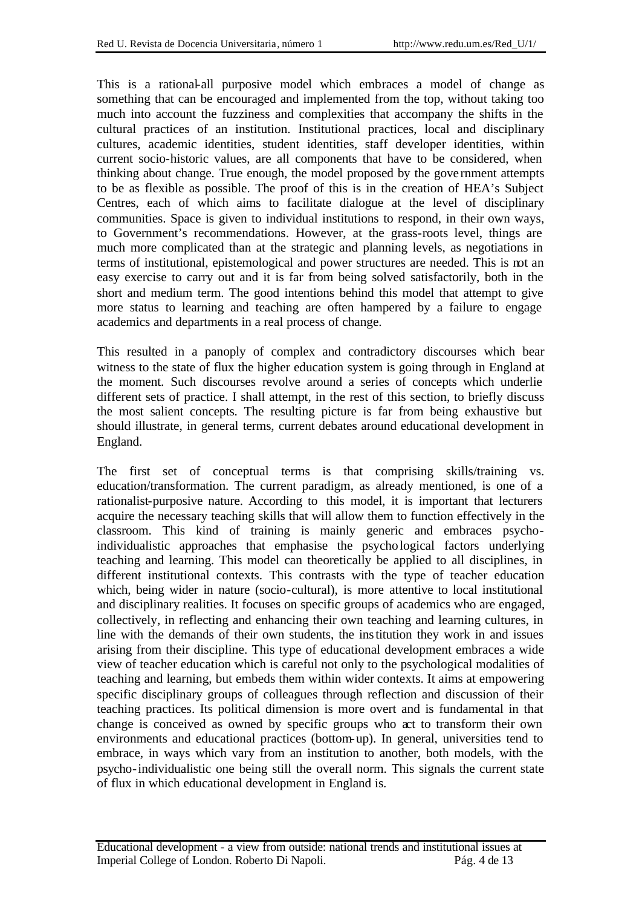This is a rational-all purposive model which embraces a model of change as something that can be encouraged and implemented from the top, without taking too much into account the fuzziness and complexities that accompany the shifts in the cultural practices of an institution. Institutional practices, local and disciplinary cultures, academic identities, student identities, staff developer identities, within current socio-historic values, are all components that have to be considered, when thinking about change. True enough, the model proposed by the government attempts to be as flexible as possible. The proof of this is in the creation of HEA's Subject Centres, each of which aims to facilitate dialogue at the level of disciplinary communities. Space is given to individual institutions to respond, in their own ways, to Government's recommendations. However, at the grass-roots level, things are much more complicated than at the strategic and planning levels, as negotiations in terms of institutional, epistemological and power structures are needed. This is not an easy exercise to carry out and it is far from being solved satisfactorily, both in the short and medium term. The good intentions behind this model that attempt to give more status to learning and teaching are often hampered by a failure to engage academics and departments in a real process of change.

This resulted in a panoply of complex and contradictory discourses which bear witness to the state of flux the higher education system is going through in England at the moment. Such discourses revolve around a series of concepts which underlie different sets of practice. I shall attempt, in the rest of this section, to briefly discuss the most salient concepts. The resulting picture is far from being exhaustive but should illustrate, in general terms, current debates around educational development in England.

The first set of conceptual terms is that comprising skills/training vs. education/transformation. The current paradigm, as already mentioned, is one of a rationalist-purposive nature. According to this model, it is important that lecturers acquire the necessary teaching skills that will allow them to function effectively in the classroom. This kind of training is mainly generic and embraces psycho-individualistic approaches that emphasise the psychological factors underlying teaching and learning. This model can theoretically be applied to all disciplines, in different institutional contexts. This contrasts with the type of teacher education which, being wider in nature (socio-cultural), is more attentive to local institutional and disciplinary realities. It focuses on specific groups of academics who are engaged, collectively, in reflecting and enhancing their own teaching and learning cultures, in line with the demands of their own students, the institution they work in and issues arising from their discipline. This type of educational development embraces a wide view of teacher education which is careful not only to the psychological modalities of teaching and learning, but embeds them within wider contexts. It aims at empowering specific disciplinary groups of colleagues through reflection and discussion of their teaching practices. Its political dimension is more overt and is fundamental in that change is conceived as owned by specific groups who act to transform their own environments and educational practices (bottom-up). In general, universities tend to embrace, in ways which vary from an institution to another, both models, with the psycho-individualistic one being still the overall norm. This signals the current state of flux in which educational development in England is.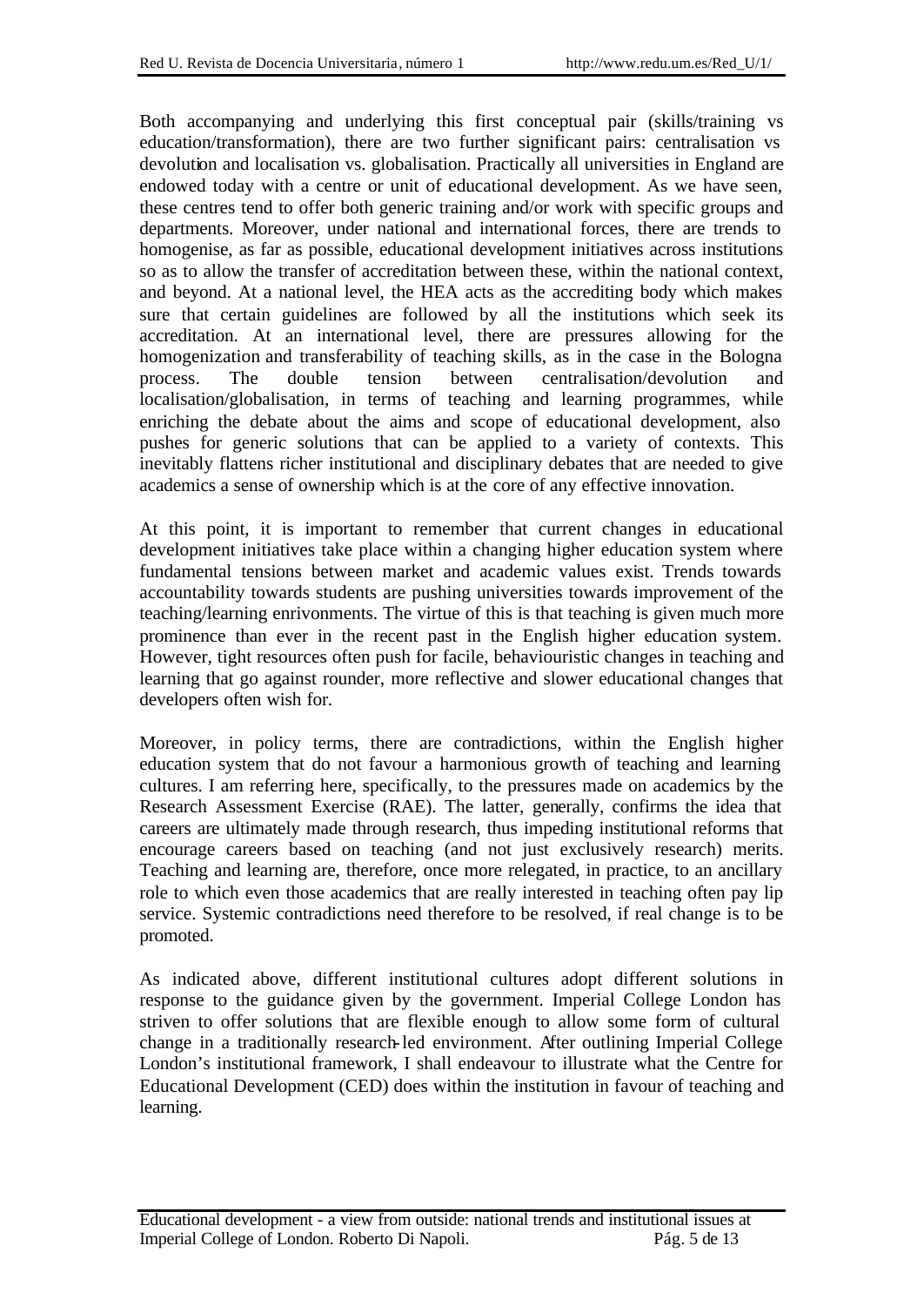Both accompanying and underlying this first conceptual pair (skills/training vs education/transformation), there are two further significant pairs: centralisation vs devolution and localisation vs. globalisation. Practically all universities in England are endowed today with a centre or unit of educational development. As we have seen, these centres tend to offer both generic training and/or work with specific groups and departments. Moreover, under national and international forces, there are trends to homogenise, as far as possible, educational development initiatives across institutions so as to allow the transfer of accreditation between these, within the national context, and beyond. At a national level, the HEA acts as the accrediting body which makes sure that certain guidelines are followed by all the institutions which seek its accreditation. At an international level, there are pressures allowing for the homogenization and transferability of teaching skills, as in the case in the Bologna process. The double tension between centralisation/devolution and localisation/globalisation, in terms of teaching and learning programmes, while enriching the debate about the aims and scope of educational development, also pushes for generic solutions that can be applied to a variety of contexts. This inevitably flattens richer institutional and disciplinary debates that are needed to give academics a sense of ownership which is at the core of any effective innovation.

At this point, it is important to remember that current changes in educational development initiatives take place within a changing higher education system where fundamental tensions between market and academic values exist. Trends towards accountability towards students are pushing universities towards improvement of the teaching/learning enrivonments. The virtue of this is that teaching is given much more prominence than ever in the recent past in the English higher education system. However, tight resources often push for facile, behaviouristic changes in teaching and learning that go against rounder, more reflective and slower educational changes that developers often wish for.

Moreover, in policy terms, there are contradictions, within the English higher education system that do not favour a harmonious growth of teaching and learning cultures. I am referring here, specifically, to the pressures made on academics by the Research Assessment Exercise (RAE). The latter, generally, confirms the idea that careers are ultimately made through research, thus impeding institutional reforms that encourage careers based on teaching (and not just exclusively research) merits. Teaching and learning are, therefore, once more relegated, in practice, to an ancillary role to which even those academics that are really interested in teaching often pay lip service. Systemic contradictions need therefore to be resolved, if real change is to be promoted.

As indicated above, different institutional cultures adopt different solutions in response to the guidance given by the government. Imperial College London has striven to offer solutions that are flexible enough to allow some form of cultural change in a traditionally research-led environment. After outlining Imperial College London's institutional framework, I shall endeavour to illustrate what the Centre for Educational Development (CED) does within the institution in favour of teaching and learning.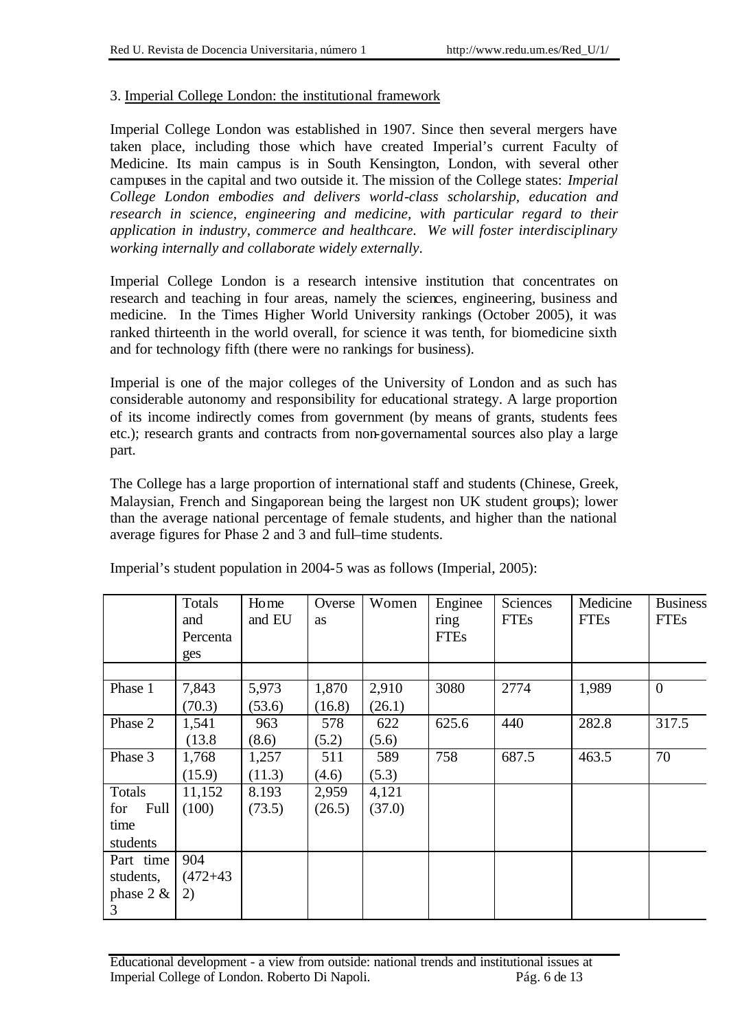## 3. Imperial College London: the institutional framework

Imperial College London was established in 1907. Since then several mergers have taken place, including those which have created Imperial's current Faculty of Medicine. Its main campus is in South Kensington, London, with several other campuses in the capital and two outside it. The mission of the College states: *Imperial College London embodies and delivers world-class scholarship, education and research in science, engineering and medicine, with particular regard to their application in industry, commerce and healthcare. We will foster interdisciplinary working internally and collaborate widely externally*.

Imperial College London is a research intensive institution that concentrates on research and teaching in four areas, namely the sciences, engineering, business and medicine. In the Times Higher World University rankings (October 2005), it was ranked thirteenth in the world overall, for science it was tenth, for biomedicine sixth and for technology fifth (there were no rankings for business).

Imperial is one of the major colleges of the University of London and as such has considerable autonomy and responsibility for educational strategy. A large proportion of its income indirectly comes from government (by means of grants, students fees etc.); research grants and contracts from non-governamental sources also play a large part.

The College has a large proportion of international staff and students (Chinese, Greek, Malaysian, French and Singaporean being the largest non UK student groups); lower than the average national percentage of female students, and higher than the national average figures for Phase 2 and 3 and full–time students.

Imperial's student population in 2004-5 was as follows (Imperial, 2005):

| | Totals and Percentages | Home and EU | Overseas | Women | Engineering FTEs | Sciences FTEs | Medicine FTEs | Business FTEs |
|---|---|---|---|---|---|---|---|---|
| | | | | | | | | |
| Phase 1 | 7,843 (70.3) | 5,973 (53.6) | 1,870 (16.8) | 2,910 (26.1) | 3080 | 2774 | 1,989 | 0 |
| Phase 2 | 1,541 (13.8 | 963 (8.6) | 578 (5.2) | 622 (5.6) | 625.6 | 440 | 282.8 | 317.5 |
| Phase 3 | 1,768 (15.9) | 1,257 (11.3) | 511 (4.6) | 589 (5.3) | 758 | 687.5 | 463.5 | 70 |
| Totals for Full time students | 11,152 (100) | 8.193 (73.5) | 2,959 (26.5) | 4,121 (37.0) | | | | |
| Part time students, phase 2 & 3 | 904 (472+432) | | | | | | | |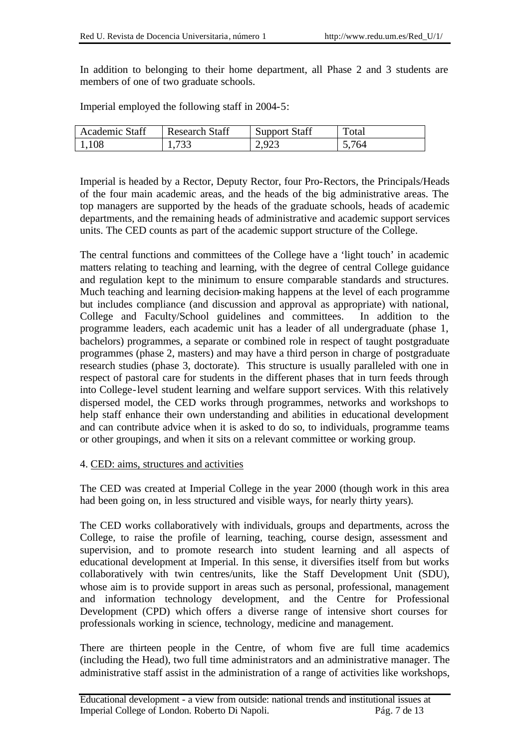In addition to belonging to their home department, all Phase 2 and 3 students are members of one of two graduate schools.

Imperial employed the following staff in 2004-5:

| Academic Staff | Research Staff | Support Staff | Total |
|---|---|---|---|
| 1,108 | 1,733 | 2,923 | 5,764 |

Imperial is headed by a Rector, Deputy Rector, four Pro-Rectors, the Principals/Heads of the four main academic areas, and the heads of the big administrative areas. The top managers are supported by the heads of the graduate schools, heads of academic departments, and the remaining heads of administrative and academic support services units. The CED counts as part of the academic support structure of the College.

The central functions and committees of the College have a 'light touch' in academic matters relating to teaching and learning, with the degree of central College guidance and regulation kept to the minimum to ensure comparable standards and structures. Much teaching and learning decision-making happens at the level of each programme but includes compliance (and discussion and approval as appropriate) with national, College and Faculty/School guidelines and committees. In addition to the programme leaders, each academic unit has a leader of all undergraduate (phase 1, bachelors) programmes, a separate or combined role in respect of taught postgraduate programmes (phase 2, masters) and may have a third person in charge of postgraduate research studies (phase 3, doctorate). This structure is usually paralleled with one in respect of pastoral care for students in the different phases that in turn feeds through into College-level student learning and welfare support services. With this relatively dispersed model, the CED works through programmes, networks and workshops to help staff enhance their own understanding and abilities in educational development and can contribute advice when it is asked to do so, to individuals, programme teams or other groupings, and when it sits on a relevant committee or working group.

4. CED: aims, structures and activities

The CED was created at Imperial College in the year 2000 (though work in this area had been going on, in less structured and visible ways, for nearly thirty years).

The CED works collaboratively with individuals, groups and departments, across the College, to raise the profile of learning, teaching, course design, assessment and supervision, and to promote research into student learning and all aspects of educational development at Imperial. In this sense, it diversifies itself from but works collaboratively with twin centres/units, like the Staff Development Unit (SDU), whose aim is to provide support in areas such as personal, professional, management and information technology development, and the Centre for Professional Development (CPD) which offers a diverse range of intensive short courses for professionals working in science, technology, medicine and management.

There are thirteen people in the Centre, of whom five are full time academics (including the Head), two full time administrators and an administrative manager. The administrative staff assist in the administration of a range of activities like workshops,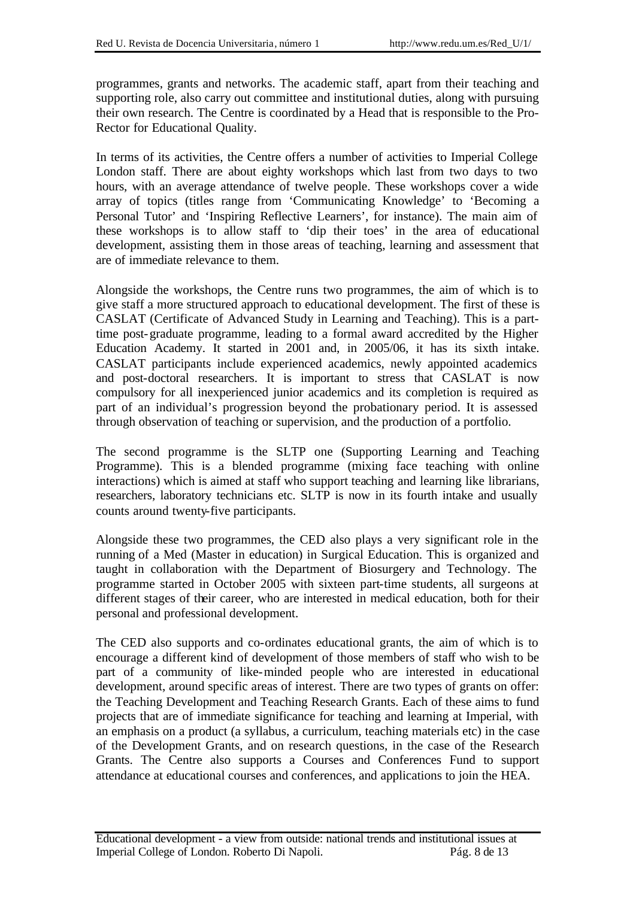programmes, grants and networks. The academic staff, apart from their teaching and supporting role, also carry out committee and institutional duties, along with pursuing their own research. The Centre is coordinated by a Head that is responsible to the Pro-Rector for Educational Quality.

In terms of its activities, the Centre offers a number of activities to Imperial College London staff. There are about eighty workshops which last from two days to two hours, with an average attendance of twelve people. These workshops cover a wide array of topics (titles range from 'Communicating Knowledge' to 'Becoming a Personal Tutor' and 'Inspiring Reflective Learners', for instance). The main aim of these workshops is to allow staff to 'dip their toes' in the area of educational development, assisting them in those areas of teaching, learning and assessment that are of immediate relevance to them.

Alongside the workshops, the Centre runs two programmes, the aim of which is to give staff a more structured approach to educational development. The first of these is CASLAT (Certificate of Advanced Study in Learning and Teaching). This is a part-time post-graduate programme, leading to a formal award accredited by the Higher Education Academy. It started in 2001 and, in 2005/06, it has its sixth intake. CASLAT participants include experienced academics, newly appointed academics and post-doctoral researchers. It is important to stress that CASLAT is now compulsory for all inexperienced junior academics and its completion is required as part of an individual's progression beyond the probationary period. It is assessed through observation of teaching or supervision, and the production of a portfolio.

The second programme is the SLTP one (Supporting Learning and Teaching Programme). This is a blended programme (mixing face teaching with online interactions) which is aimed at staff who support teaching and learning like librarians, researchers, laboratory technicians etc. SLTP is now in its fourth intake and usually counts around twenty-five participants.

Alongside these two programmes, the CED also plays a very significant role in the running of a Med (Master in education) in Surgical Education. This is organized and taught in collaboration with the Department of Biosurgery and Technology. The programme started in October 2005 with sixteen part-time students, all surgeons at different stages of their career, who are interested in medical education, both for their personal and professional development.

The CED also supports and co-ordinates educational grants, the aim of which is to encourage a different kind of development of those members of staff who wish to be part of a community of like-minded people who are interested in educational development, around specific areas of interest. There are two types of grants on offer: the Teaching Development and Teaching Research Grants. Each of these aims to fund projects that are of immediate significance for teaching and learning at Imperial, with an emphasis on a product (a syllabus, a curriculum, teaching materials etc) in the case of the Development Grants, and on research questions, in the case of the Research Grants. The Centre also supports a Courses and Conferences Fund to support attendance at educational courses and conferences, and applications to join the HEA.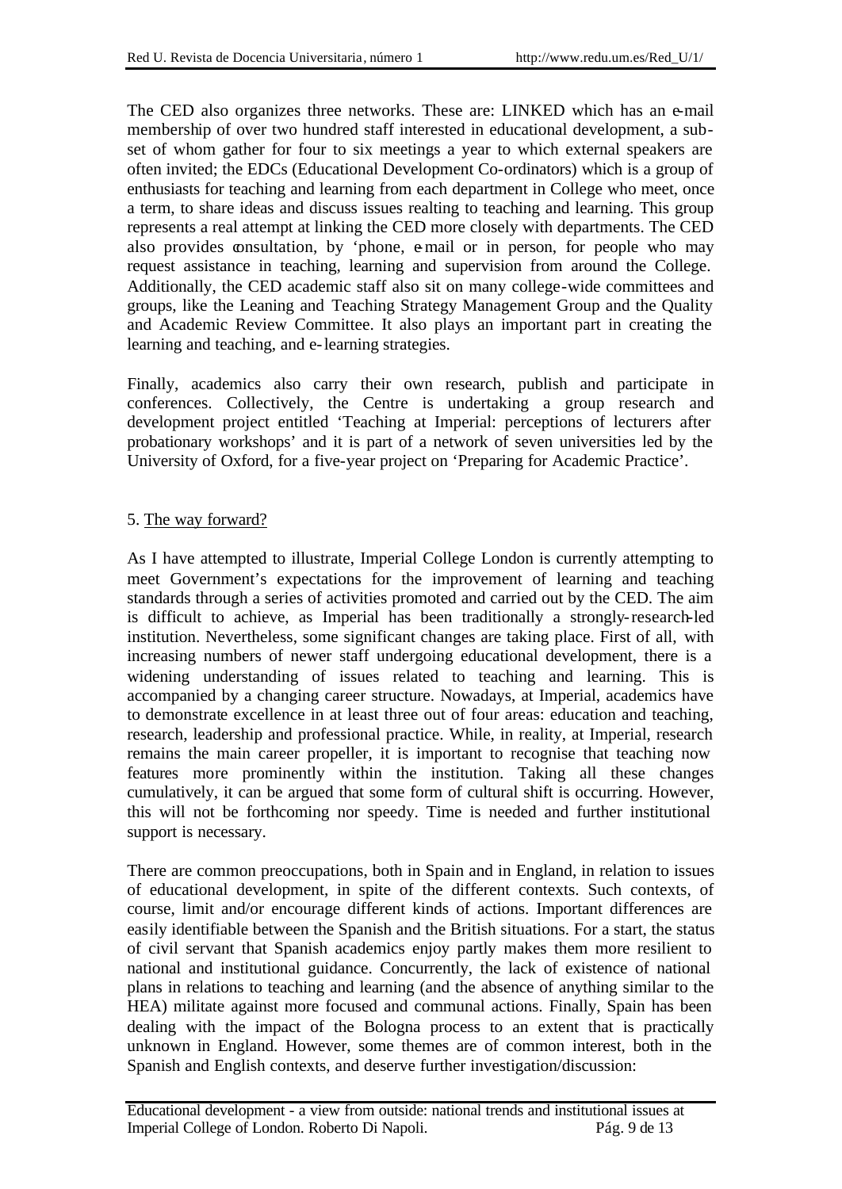The CED also organizes three networks. These are: LINKED which has an e-mail membership of over two hundred staff interested in educational development, a subset of whom gather for four to six meetings a year to which external speakers are often invited; the EDCs (Educational Development Co-ordinators) which is a group of enthusiasts for teaching and learning from each department in College who meet, once a term, to share ideas and discuss issues realting to teaching and learning. This group represents a real attempt at linking the CED more closely with departments. The CED also provides consultation, by 'phone, e-mail or in person, for people who may request assistance in teaching, learning and supervision from around the College. Additionally, the CED academic staff also sit on many college-wide committees and groups, like the Leaning and Teaching Strategy Management Group and the Quality and Academic Review Committee. It also plays an important part in creating the learning and teaching, and e-learning strategies.

Finally, academics also carry their own research, publish and participate in conferences. Collectively, the Centre is undertaking a group research and development project entitled 'Teaching at Imperial: perceptions of lecturers after probationary workshops' and it is part of a network of seven universities led by the University of Oxford, for a five-year project on 'Preparing for Academic Practice'.

## 5. The way forward?

As I have attempted to illustrate, Imperial College London is currently attempting to meet Government's expectations for the improvement of learning and teaching standards through a series of activities promoted and carried out by the CED. The aim is difficult to achieve, as Imperial has been traditionally a strongly-research-led institution. Nevertheless, some significant changes are taking place. First of all, with increasing numbers of newer staff undergoing educational development, there is a widening understanding of issues related to teaching and learning. This is accompanied by a changing career structure. Nowadays, at Imperial, academics have to demonstrate excellence in at least three out of four areas: education and teaching, research, leadership and professional practice. While, in reality, at Imperial, research remains the main career propeller, it is important to recognise that teaching now features more prominently within the institution. Taking all these changes cumulatively, it can be argued that some form of cultural shift is occurring. However, this will not be forthcoming nor speedy. Time is needed and further institutional support is necessary.

There are common preoccupations, both in Spain and in England, in relation to issues of educational development, in spite of the different contexts. Such contexts, of course, limit and/or encourage different kinds of actions. Important differences are easily identifiable between the Spanish and the British situations. For a start, the status of civil servant that Spanish academics enjoy partly makes them more resilient to national and institutional guidance. Concurrently, the lack of existence of national plans in relations to teaching and learning (and the absence of anything similar to the HEA) militate against more focused and communal actions. Finally, Spain has been dealing with the impact of the Bologna process to an extent that is practically unknown in England. However, some themes are of common interest, both in the Spanish and English contexts, and deserve further investigation/discussion: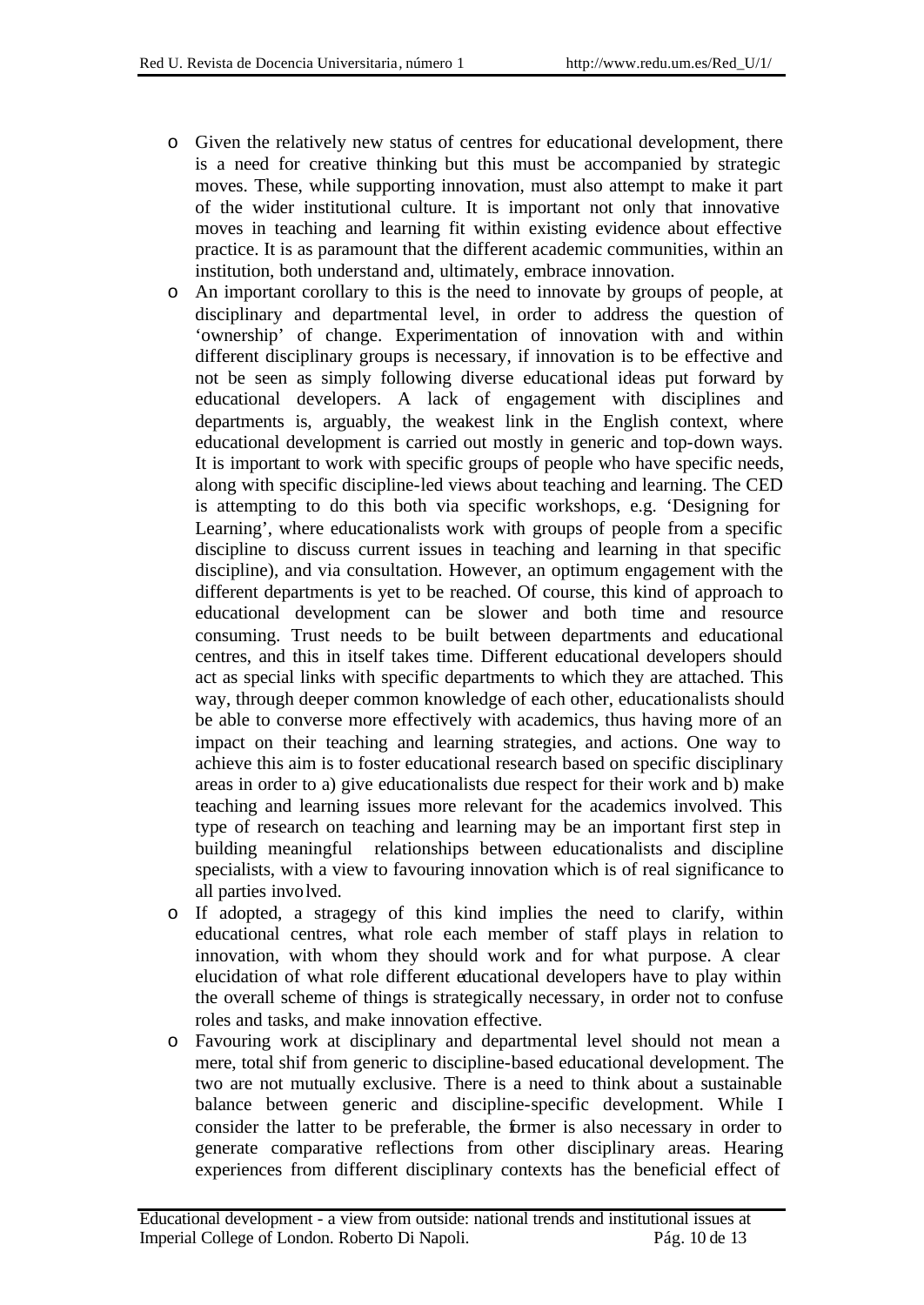- Given the relatively new status of centres for educational development, there is a need for creative thinking but this must be accompanied by strategic moves. These, while supporting innovation, must also attempt to make it part of the wider institutional culture. It is important not only that innovative moves in teaching and learning fit within existing evidence about effective practice. It is as paramount that the different academic communities, within an institution, both understand and, ultimately, embrace innovation.
- An important corollary to this is the need to innovate by groups of people, at disciplinary and departmental level, in order to address the question of 'ownership' of change. Experimentation of innovation with and within different disciplinary groups is necessary, if innovation is to be effective and not be seen as simply following diverse educational ideas put forward by educational developers. A lack of engagement with disciplines and departments is, arguably, the weakest link in the English context, where educational development is carried out mostly in generic and top-down ways. It is important to work with specific groups of people who have specific needs, along with specific discipline-led views about teaching and learning. The CED is attempting to do this both via specific workshops, e.g. 'Designing for Learning', where educationalists work with groups of people from a specific discipline to discuss current issues in teaching and learning in that specific discipline), and via consultation. However, an optimum engagement with the different departments is yet to be reached. Of course, this kind of approach to educational development can be slower and both time and resource consuming. Trust needs to be built between departments and educational centres, and this in itself takes time. Different educational developers should act as special links with specific departments to which they are attached. This way, through deeper common knowledge of each other, educationalists should be able to converse more effectively with academics, thus having more of an impact on their teaching and learning strategies, and actions. One way to achieve this aim is to foster educational research based on specific disciplinary areas in order to a) give educationalists due respect for their work and b) make teaching and learning issues more relevant for the academics involved. This type of research on teaching and learning may be an important first step in building meaningful relationships between educationalists and discipline specialists, with a view to favouring innovation which is of real significance to all parties involved.
- If adopted, a stragegy of this kind implies the need to clarify, within educational centres, what role each member of staff plays in relation to innovation, with whom they should work and for what purpose. A clear elucidation of what role different educational developers have to play within the overall scheme of things is strategically necessary, in order not to confuse roles and tasks, and make innovation effective.
- Favouring work at disciplinary and departmental level should not mean a mere, total shif from generic to discipline-based educational development. The two are not mutually exclusive. There is a need to think about a sustainable balance between generic and discipline-specific development. While I consider the latter to be preferable, the former is also necessary in order to generate comparative reflections from other disciplinary areas. Hearing experiences from different disciplinary contexts has the beneficial effect of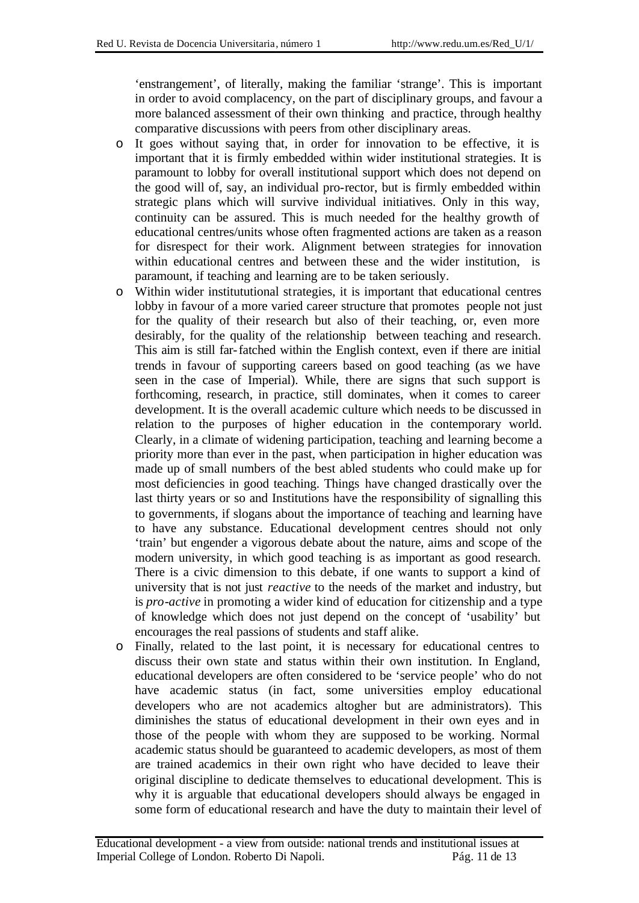'enstrangement', of literally, making the familiar 'strange'. This is important in order to avoid complacency, on the part of disciplinary groups, and favour a more balanced assessment of their own thinking and practice, through healthy comparative discussions with peers from other disciplinary areas.

- It goes without saying that, in order for innovation to be effective, it is important that it is firmly embedded within wider institutional strategies. It is paramount to lobby for overall institutional support which does not depend on the good will of, say, an individual pro-rector, but is firmly embedded within strategic plans which will survive individual initiatives. Only in this way, continuity can be assured. This is much needed for the healthy growth of educational centres/units whose often fragmented actions are taken as a reason for disrespect for their work. Alignment between strategies for innovation within educational centres and between these and the wider institution, is paramount, if teaching and learning are to be taken seriously.
- Within wider instititutional strategies, it is important that educational centres lobby in favour of a more varied career structure that promotes people not just for the quality of their research but also of their teaching, or, even more desirably, for the quality of the relationship between teaching and research. This aim is still far-fatched within the English context, even if there are initial trends in favour of supporting careers based on good teaching (as we have seen in the case of Imperial). While, there are signs that such support is forthcoming, research, in practice, still dominates, when it comes to career development. It is the overall academic culture which needs to be discussed in relation to the purposes of higher education in the contemporary world. Clearly, in a climate of widening participation, teaching and learning become a priority more than ever in the past, when participation in higher education was made up of small numbers of the best abled students who could make up for most deficiencies in good teaching. Things have changed drastically over the last thirty years or so and Institutions have the responsibility of signalling this to governments, if slogans about the importance of teaching and learning have to have any substance. Educational development centres should not only 'train' but engender a vigorous debate about the nature, aims and scope of the modern university, in which good teaching is as important as good research. There is a civic dimension to this debate, if one wants to support a kind of university that is not just *reactive* to the needs of the market and industry, but is *pro-active* in promoting a wider kind of education for citizenship and a type of knowledge which does not just depend on the concept of 'usability' but encourages the real passions of students and staff alike.
- Finally, related to the last point, it is necessary for educational centres to discuss their own state and status within their own institution. In England, educational developers are often considered to be 'service people' who do not have academic status (in fact, some universities employ educational developers who are not academics altogher but are administrators). This diminishes the status of educational development in their own eyes and in those of the people with whom they are supposed to be working. Normal academic status should be guaranteed to academic developers, as most of them are trained academics in their own right who have decided to leave their original discipline to dedicate themselves to educational development. This is why it is arguable that educational developers should always be engaged in some form of educational research and have the duty to maintain their level of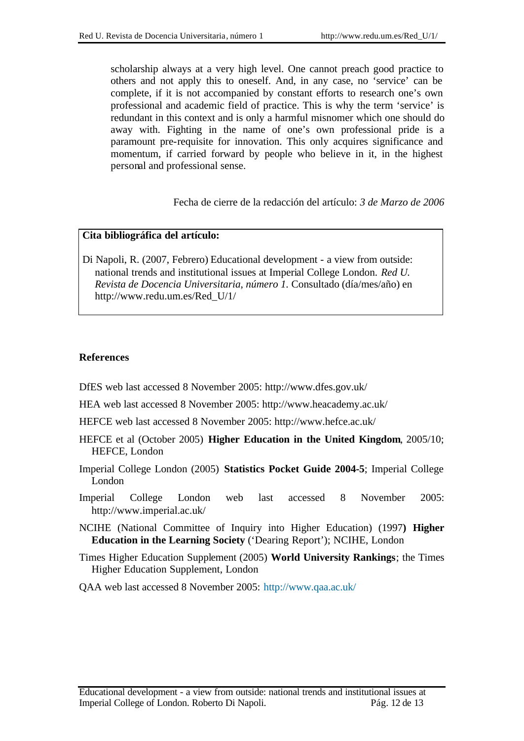scholarship always at a very high level. One cannot preach good practice to others and not apply this to oneself. And, in any case, no 'service' can be complete, if it is not accompanied by constant efforts to research one's own professional and academic field of practice. This is why the term 'service' is redundant in this context and is only a harmful misnomer which one should do away with. Fighting in the name of one's own professional pride is a paramount pre-requisite for innovation. This only acquires significance and momentum, if carried forward by people who believe in it, in the highest personal and professional sense.

Fecha de cierre de la redacción del artículo: *3 de Marzo de 2006*

**Cita bibliográfica del artículo:**

Di Napoli, R. (2007, Febrero) Educational development - a view from outside: national trends and institutional issues at Imperial College London. *Red U. Revista de Docencia Universitaria, número 1.* Consultado (día/mes/año) en http://www.redu.um.es/Red_U/1/

## References

DfES web last accessed 8 November 2005: http://www.dfes.gov.uk/

HEA web last accessed 8 November 2005: http://www.heacademy.ac.uk/

HEFCE web last accessed 8 November 2005: http://www.hefce.ac.uk/

HEFCE et al (October 2005) **Higher Education in the United Kingdom**, 2005/10; HEFCE, London

Imperial College London (2005) **Statistics Pocket Guide 2004-5**; Imperial College London

Imperial College London web last accessed 8 November 2005: http://www.imperial.ac.uk/

NCIHE (National Committee of Inquiry into Higher Education) (1997**) Higher Education in the Learning Society** ('Dearing Report'); NCIHE, London

Times Higher Education Supplement (2005) **World University Rankings**; the Times Higher Education Supplement, London

QAA web last accessed 8 November 2005: http://www.qaa.ac.uk/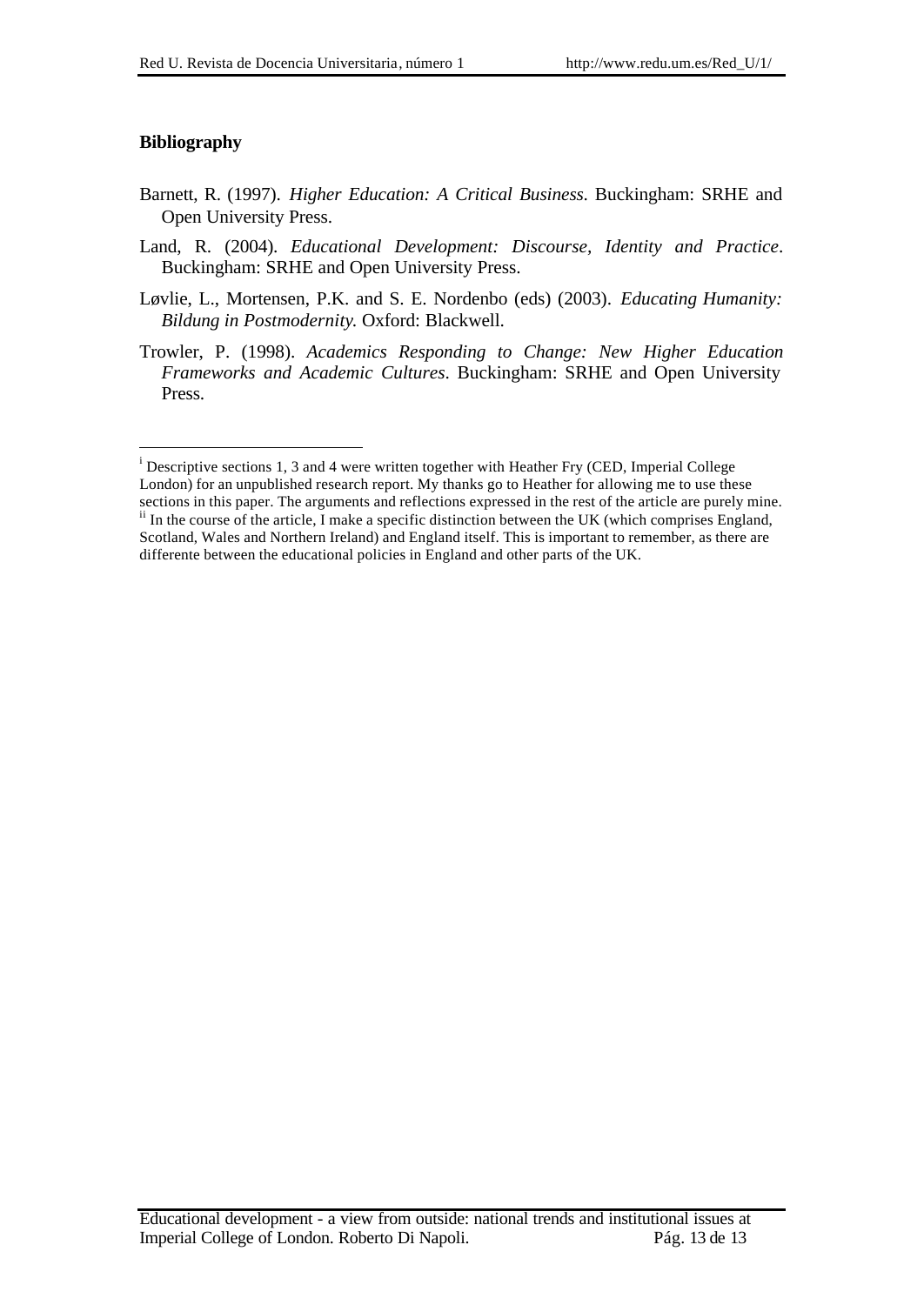**Bibliography**

Barnett, R. (1997). *Higher Education: A Critical Business*. Buckingham: SRHE and Open University Press.

Land, R. (2004). *Educational Development: Discourse, Identity and Practice*. Buckingham: SRHE and Open University Press.

Løvlie, L., Mortensen, P.K. and S. E. Nordenbo (eds) (2003). *Educating Humanity: Bildung in Postmodernity.* Oxford: Blackwell.

Trowler, P. (1998). *Academics Responding to Change: New Higher Education Frameworks and Academic Cultures*. Buckingham: SRHE and Open University Press.

---

[i] Descriptive sections 1, 3 and 4 were written together with Heather Fry (CED, Imperial College London) for an unpublished research report. My thanks go to Heather for allowing me to use these sections in this paper. The arguments and reflections expressed in the rest of the article are purely mine.

[ii] In the course of the article, I make a specific distinction between the UK (which comprises England, Scotland, Wales and Northern Ireland) and England itself. This is important to remember, as there are differente between the educational policies in England and other parts of the UK.